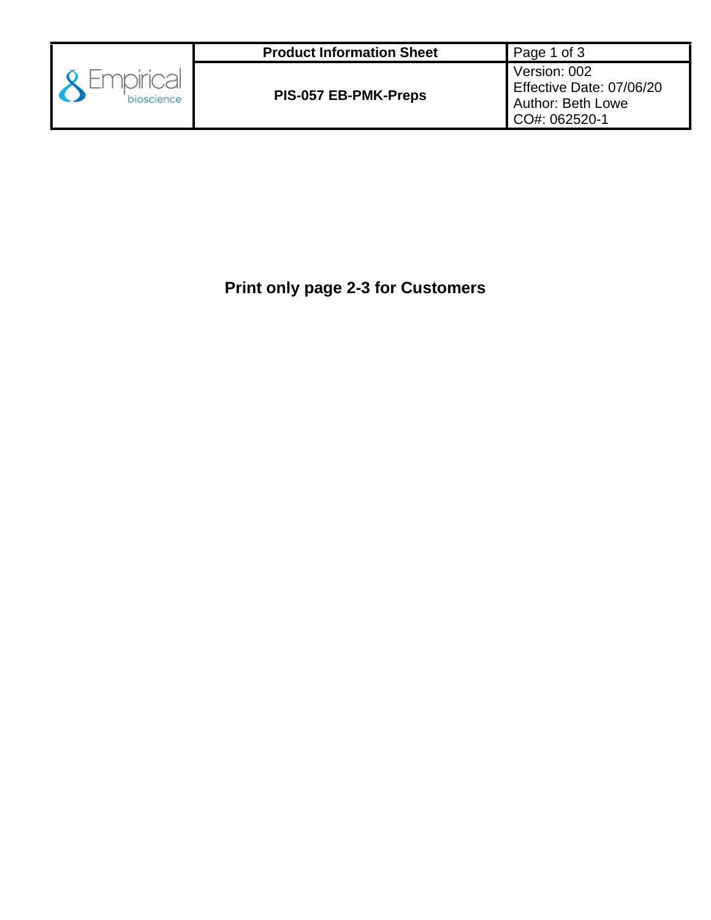| Empirical bioscience | Product Information Sheet | Page 1 of 3 |
| --- | --- | --- |
| | **PIS-057 EB-PMK-Preps** | Version: 002<br>Effective Date: 07/06/20<br>Author: Beth Lowe<br>CO#: 062520-1 |

**Print only page 2-3 for Customers**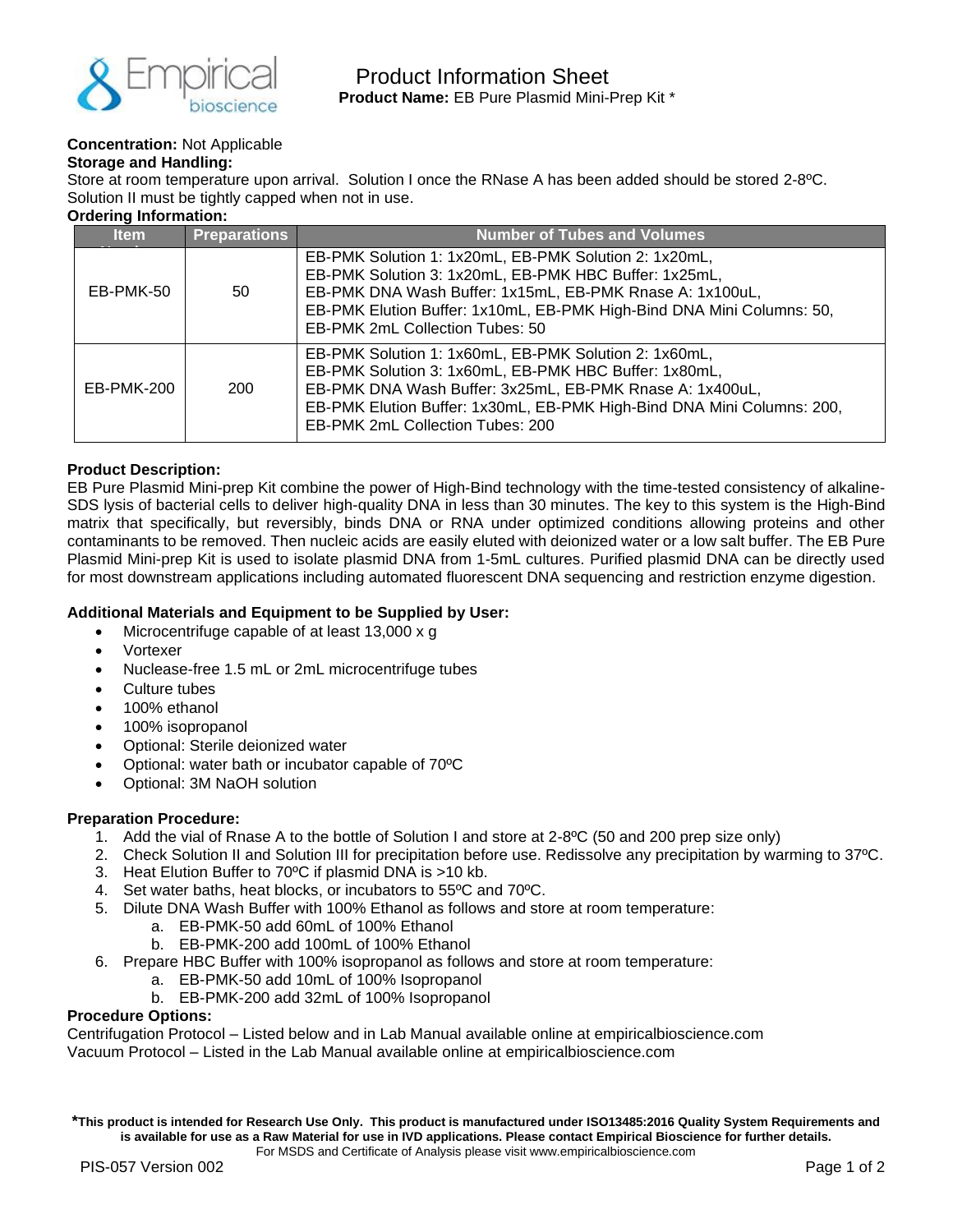# Product Information Sheet

**Product Name:** EB Pure Plasmid Mini-Prep Kit *

**Concentration:** Not Applicable

**Storage and Handling:**
Store at room temperature upon arrival. Solution I once the RNase A has been added should be stored 2-8ºC. Solution II must be tightly capped when not in use.

**Ordering Information:**

| Item Number | Preparations | Number of Tubes and Volumes |
|---|---|---|
| EB-PMK-50 | 50 | EB-PMK Solution 1: 1x20mL, EB-PMK Solution 2: 1x20mL, EB-PMK Solution 3: 1x20mL, EB-PMK HBC Buffer: 1x25mL, EB-PMK DNA Wash Buffer: 1x15mL, EB-PMK Rnase A: 1x100uL, EB-PMK Elution Buffer: 1x10mL, EB-PMK High-Bind DNA Mini Columns: 50, EB-PMK 2mL Collection Tubes: 50 |
| EB-PMK-200 | 200 | EB-PMK Solution 1: 1x60mL, EB-PMK Solution 2: 1x60mL, EB-PMK Solution 3: 1x60mL, EB-PMK HBC Buffer: 1x80mL, EB-PMK DNA Wash Buffer: 3x25mL, EB-PMK Rnase A: 1x400uL, EB-PMK Elution Buffer: 1x30mL, EB-PMK High-Bind DNA Mini Columns: 200, EB-PMK 2mL Collection Tubes: 200 |

**Product Description:**
EB Pure Plasmid Mini-prep Kit combine the power of High-Bind technology with the time-tested consistency of alkaline-SDS lysis of bacterial cells to deliver high-quality DNA in less than 30 minutes. The key to this system is the High-Bind matrix that specifically, but reversibly, binds DNA or RNA under optimized conditions allowing proteins and other contaminants to be removed. Then nucleic acids are easily eluted with deionized water or a low salt buffer. The EB Pure Plasmid Mini-prep Kit is used to isolate plasmid DNA from 1-5mL cultures. Purified plasmid DNA can be directly used for most downstream applications including automated fluorescent DNA sequencing and restriction enzyme digestion.

**Additional Materials and Equipment to be Supplied by User:**

- Microcentrifuge capable of at least 13,000 x g
- Vortexer
- Nuclease-free 1.5 mL or 2mL microcentrifuge tubes
- Culture tubes
- 100% ethanol
- 100% isopropanol
- Optional: Sterile deionized water
- Optional: water bath or incubator capable of 70ºC
- Optional: 3M NaOH solution

**Preparation Procedure:**

1. Add the vial of Rnase A to the bottle of Solution I and store at 2-8ºC (50 and 200 prep size only)
2. Check Solution II and Solution III for precipitation before use. Redissolve any precipitation by warming to 37ºC.
3. Heat Elution Buffer to 70ºC if plasmid DNA is >10 kb.
4. Set water baths, heat blocks, or incubators to 55ºC and 70ºC.
5. Dilute DNA Wash Buffer with 100% Ethanol as follows and store at room temperature:
   a. EB-PMK-50 add 60mL of 100% Ethanol
   b. EB-PMK-200 add 100mL of 100% Ethanol
6. Prepare HBC Buffer with 100% isopropanol as follows and store at room temperature:
   a. EB-PMK-50 add 10mL of 100% Isopropanol
   b. EB-PMK-200 add 32mL of 100% Isopropanol

**Procedure Options:**
Centrifugation Protocol – Listed below and in Lab Manual available online at empiricalbioscience.com
Vacuum Protocol – Listed in the Lab Manual available online at empiricalbioscience.com

***This product is intended for Research Use Only. This product is manufactured under ISO13485:2016 Quality System Requirements and is available for use as a Raw Material for use in IVD applications. Please contact Empirical Bioscience for further details.**
For MSDS and Certificate of Analysis please visit www.empiricalbioscience.com

PIS-057 Version 002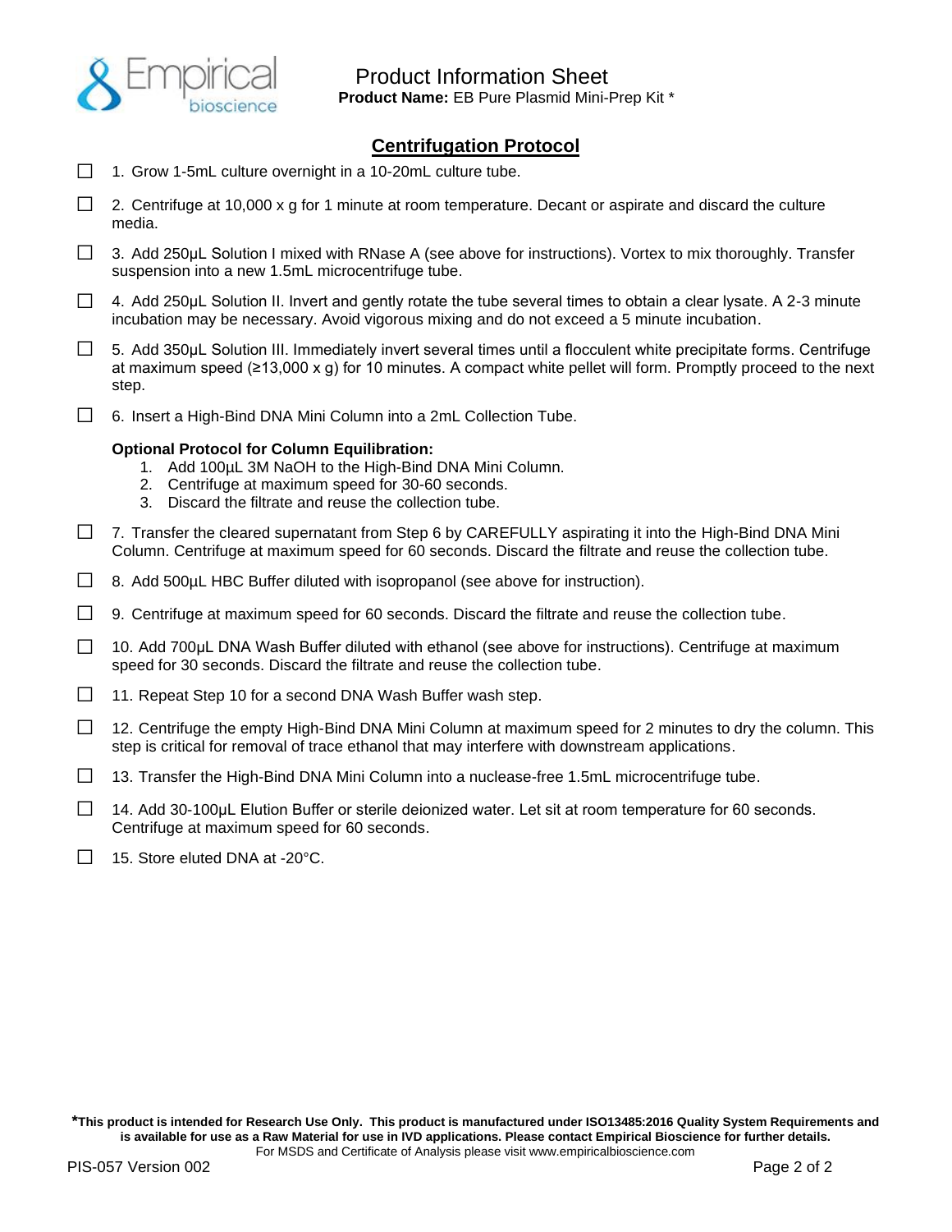Product Information Sheet

**Product Name:** EB Pure Plasmid Mini-Prep Kit *

## Centrifugation Protocol

- ☐ 1. Grow 1-5mL culture overnight in a 10-20mL culture tube.
- ☐ 2. Centrifuge at 10,000 x g for 1 minute at room temperature. Decant or aspirate and discard the culture media.
- ☐ 3. Add 250µL Solution I mixed with RNase A (see above for instructions). Vortex to mix thoroughly. Transfer suspension into a new 1.5mL microcentrifuge tube.
- ☐ 4. Add 250µL Solution II. Invert and gently rotate the tube several times to obtain a clear lysate. A 2-3 minute incubation may be necessary. Avoid vigorous mixing and do not exceed a 5 minute incubation.
- ☐ 5. Add 350µL Solution III. Immediately invert several times until a flocculent white precipitate forms. Centrifuge at maximum speed (≥13,000 x g) for 10 minutes. A compact white pellet will form. Promptly proceed to the next step.
- ☐ 6. Insert a High-Bind DNA Mini Column into a 2mL Collection Tube.

**Optional Protocol for Column Equilibration:**

1. Add 100µL 3M NaOH to the High-Bind DNA Mini Column.
2. Centrifuge at maximum speed for 30-60 seconds.
3. Discard the filtrate and reuse the collection tube.

- ☐ 7. Transfer the cleared supernatant from Step 6 by CAREFULLY aspirating it into the High-Bind DNA Mini Column. Centrifuge at maximum speed for 60 seconds. Discard the filtrate and reuse the collection tube.
- ☐ 8. Add 500µL HBC Buffer diluted with isopropanol (see above for instruction).
- ☐ 9. Centrifuge at maximum speed for 60 seconds. Discard the filtrate and reuse the collection tube.
- ☐ 10. Add 700µL DNA Wash Buffer diluted with ethanol (see above for instructions). Centrifuge at maximum speed for 30 seconds. Discard the filtrate and reuse the collection tube.
- ☐ 11. Repeat Step 10 for a second DNA Wash Buffer wash step.
- ☐ 12. Centrifuge the empty High-Bind DNA Mini Column at maximum speed for 2 minutes to dry the column. This step is critical for removal of trace ethanol that may interfere with downstream applications.
- ☐ 13. Transfer the High-Bind DNA Mini Column into a nuclease-free 1.5mL microcentrifuge tube.
- ☐ 14. Add 30-100µL Elution Buffer or sterile deionized water. Let sit at room temperature for 60 seconds. Centrifuge at maximum speed for 60 seconds.
- ☐ 15. Store eluted DNA at -20°C.

**\*This product is intended for Research Use Only. This product is manufactured under ISO13485:2016 Quality System Requirements and is available for use as a Raw Material for use in IVD applications. Please contact Empirical Bioscience for further details.**

For MSDS and Certificate of Analysis please visit www.empiricalbioscience.com

PIS-057 Version 002